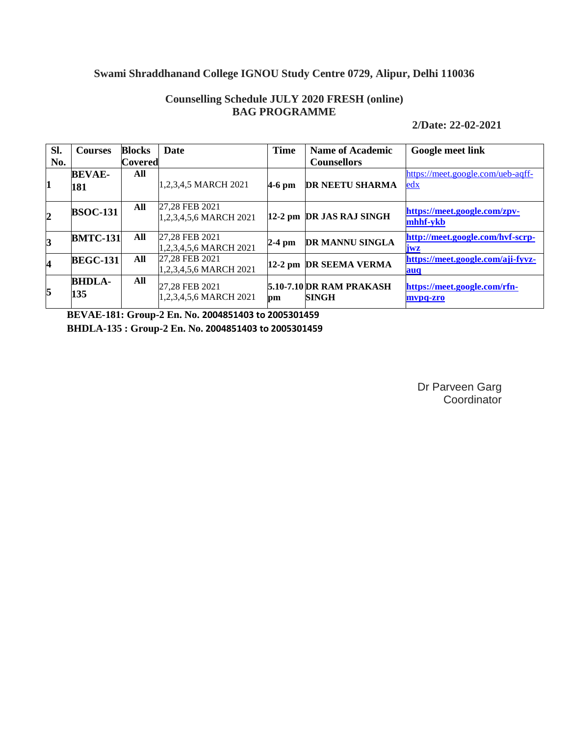## Swami Shraddhanand College IGNOU Study Centre 0729, Alipur, Delhi 110036

### Counselling Schedule JULY 2020 FRESH (online)
### BAG PROGRAMME

**2/Date: 22-02-2021**

| Sl. No. | Courses | Blocks Covered | Date | Time | Name of Academic Counsellors | Google meet link |
|---|---|---|---|---|---|---|
| 1 | **BEVAE-181** | **All** | 1,2,3,4,5 MARCH 2021 | **4-6 pm** | **DR NEETU SHARMA** | https://meet.google.com/ueb-aqff-edx |
| 2 | **BSOC-131** | **All** | 27,28 FEB 2021 1,2,3,4,5,6 MARCH 2021 | **12-2 pm** | **DR JAS RAJ SINGH** | **https://meet.google.com/zpv-mhhf-ykb** |
| 3 | **BMTC-131** | **All** | 27,28 FEB 2021 1,2,3,4,5,6 MARCH 2021 | **2-4 pm** | **DR MANNU SINGLA** | **http://meet.google.com/hvf-scrp-jwz** |
| 4 | **BEGC-131** | **All** | 27,28 FEB 2021 1,2,3,4,5,6 MARCH 2021 | **12-2 pm** | **DR SEEMA VERMA** | **https://meet.google.com/aji-fyvz-auq** |
| 5 | **BHDLA-135** | **All** | 27,28 FEB 2021 1,2,3,4,5,6 MARCH 2021 | **5.10-7.10 pm** | **DR RAM PRAKASH SINGH** | **https://meet.google.com/rfn-mvpq-zro** |

**BEVAE-181: Group-2 En. No. 2004851403 to 2005301459**

**BHDLA-135 : Group-2 En. No. 2004851403 to 2005301459**

Dr Parveen Garg
Coordinator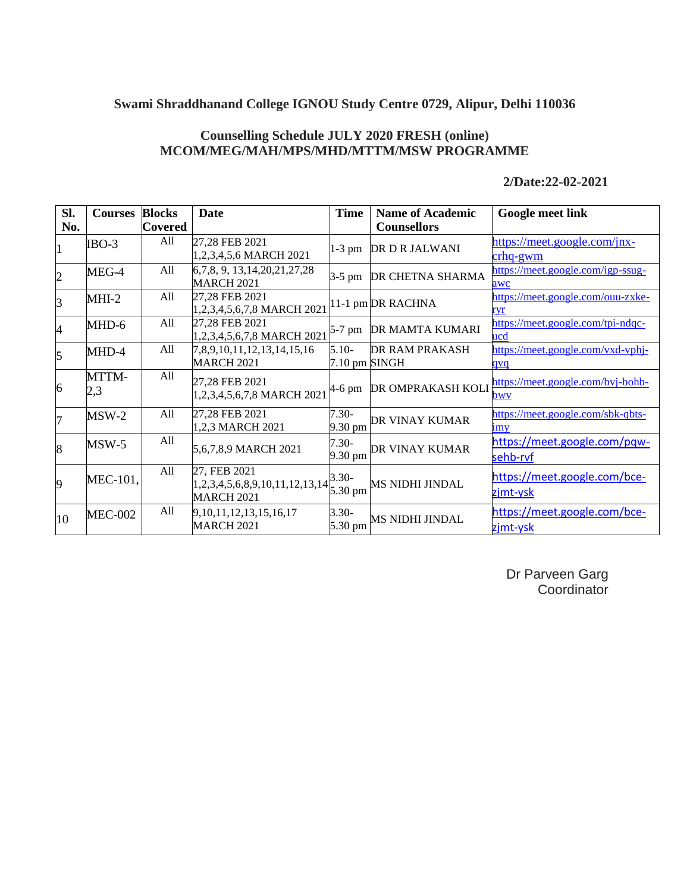**Swami Shraddhanand College IGNOU Study Centre 0729, Alipur, Delhi 110036**

**Counselling Schedule JULY 2020 FRESH (online)**
**MCOM/MEG/MAH/MPS/MHD/MTTM/MSW PROGRAMME**

**2/Date:22-02-2021**

| Sl. No. | Courses | Blocks Covered | Date | Time | Name of Academic Counsellors | Google meet link |
|---|---|---|---|---|---|---|
| 1 | IBO-3 | All | 27,28 FEB 2021 1,2,3,4,5,6 MARCH 2021 | 1-3 pm | DR D R JALWANI | https://meet.google.com/jnx-crhq-gwm |
| 2 | MEG-4 | All | 6,7,8, 9, 13,14,20,21,27,28 MARCH 2021 | 3-5 pm | DR CHETNA SHARMA | https://meet.google.com/igp-ssug-awc |
| 3 | MHI-2 | All | 27,28 FEB 2021 1,2,3,4,5,6,7,8 MARCH 2021 | 11-1 pm | DR RACHNA | https://meet.google.com/ouu-zxke-ryr |
| 4 | MHD-6 | All | 27,28 FEB 2021 1,2,3,4,5,6,7,8 MARCH 2021 | 5-7 pm | DR MAMTA KUMARI | https://meet.google.com/tpi-ndqc-ucd |
| 5 | MHD-4 | All | 7,8,9,10,11,12,13,14,15,16 MARCH 2021 | 5.10-7.10 pm | DR RAM PRAKASH SINGH | https://meet.google.com/vxd-vphj-qvq |
| 6 | MTTM-2,3 | All | 27,28 FEB 2021 1,2,3,4,5,6,7,8 MARCH 2021 | 4-6 pm | DR OMPRAKASH KOLI | https://meet.google.com/bvj-bohb-bwv |
| 7 | MSW-2 | All | 27,28 FEB 2021 1,2,3 MARCH 2021 | 7.30-9.30 pm | DR VINAY KUMAR | https://meet.google.com/sbk-qbts-imy |
| 8 | MSW-5 | All | 5,6,7,8,9 MARCH 2021 | 7.30-9.30 pm | DR VINAY KUMAR | https://meet.google.com/pqw-sehb-rvf |
| 9 | MEC-101, | All | 27, FEB 2021 1,2,3,4,5,6,8,9,10,11,12,13,14 MARCH 2021 | 3.30-5.30 pm | MS NIDHI JINDAL | https://meet.google.com/bce-zjmt-ysk |
| 10 | MEC-002 | All | 9,10,11,12,13,15,16,17 MARCH 2021 | 3.30-5.30 pm | MS NIDHI JINDAL | https://meet.google.com/bce-zjmt-ysk |

Dr Parveen Garg
Coordinator